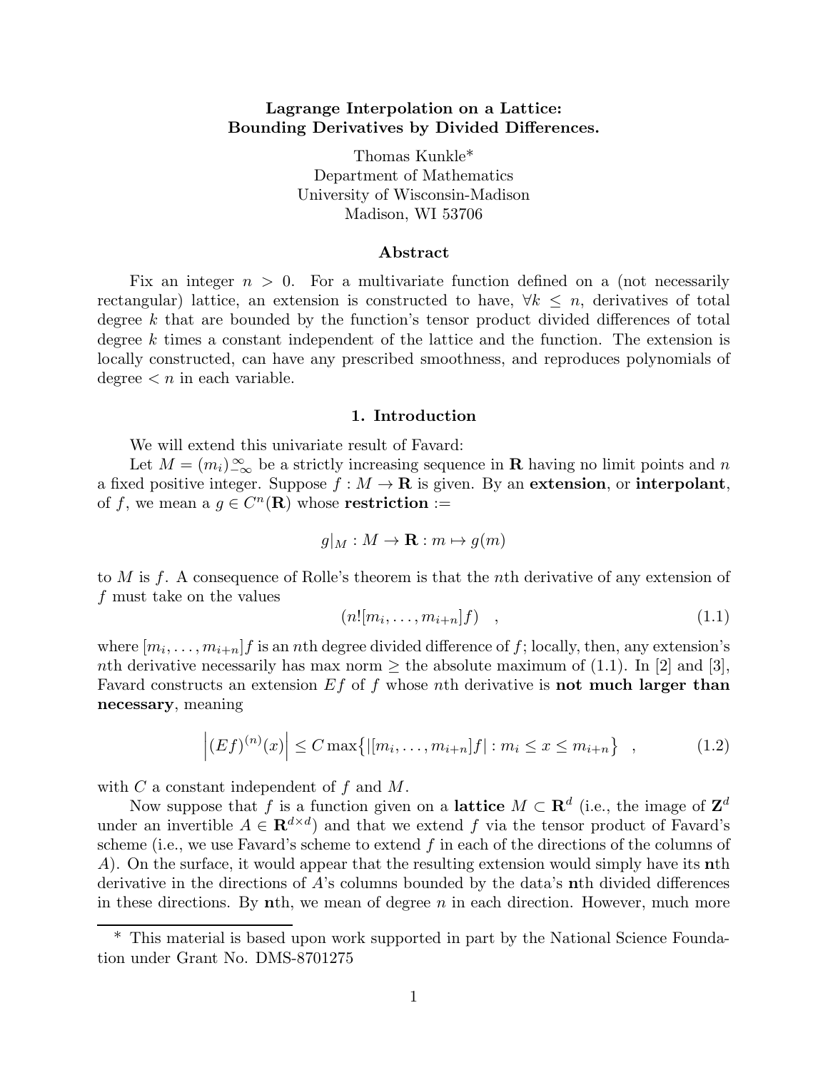# Lagrange Interpolation on a Lattice: Bounding Derivatives by Divided Differences.

Thomas Kunkle*
Department of Mathematics
University of Wisconsin-Madison
Madison, WI 53706

## Abstract

Fix an integer $n > 0$. For a multivariate function defined on a (not necessarily rectangular) lattice, an extension is constructed to have, $\forall k \leq n$, derivatives of total degree $k$ that are bounded by the function's tensor product divided differences of total degree $k$ times a constant independent of the lattice and the function. The extension is locally constructed, can have any prescribed smoothness, and reproduces polynomials of degree $< n$ in each variable.

## 1. Introduction

We will extend this univariate result of Favard:

Let $M = (m_i)_{-\infty}^{\infty}$ be a strictly increasing sequence in $\mathbf{R}$ having no limit points and $n$ a fixed positive integer. Suppose $f : M \to \mathbf{R}$ is given. By an **extension**, or **interpolant**, of $f$, we mean a $g \in C^n(\mathbf{R})$ whose **restriction** :=

$$g|_M : M \to \mathbf{R} : m \mapsto g(m)$$

to $M$ is $f$. A consequence of Rolle's theorem is that the $n$th derivative of any extension of $f$ must take on the values

$$(n![m_i, \ldots, m_{i+n}]f) \quad , \tag{1.1}$$

where $[m_i, \ldots, m_{i+n}]f$ is an $n$th degree divided difference of $f$; locally, then, any extension's $n$th derivative necessarily has max norm $\geq$ the absolute maximum of (1.1). In [2] and [3], Favard constructs an extension $Ef$ of $f$ whose $n$th derivative is **not much larger than necessary**, meaning

$$\left|(Ef)^{(n)}(x)\right| \leq C \max\left\{|[m_i, \ldots, m_{i+n}]f| : m_i \leq x \leq m_{i+n}\right\} \quad , \tag{1.2}$$

with $C$ a constant independent of $f$ and $M$.

Now suppose that $f$ is a function given on a **lattice** $M \subset \mathbf{R}^d$ (i.e., the image of $\mathbf{Z}^d$ under an invertible $A \in \mathbf{R}^{d \times d}$) and that we extend $f$ via the tensor product of Favard's scheme (i.e., we use Favard's scheme to extend $f$ in each of the directions of the columns of $A$). On the surface, it would appear that the resulting extension would simply have its $\mathbf{n}$th derivative in the directions of $A$'s columns bounded by the data's $\mathbf{n}$th divided differences in these directions. By $\mathbf{n}$th, we mean of degree $n$ in each direction. However, much more

---

* This material is based upon work supported in part by the National Science Foundation under Grant No. DMS-8701275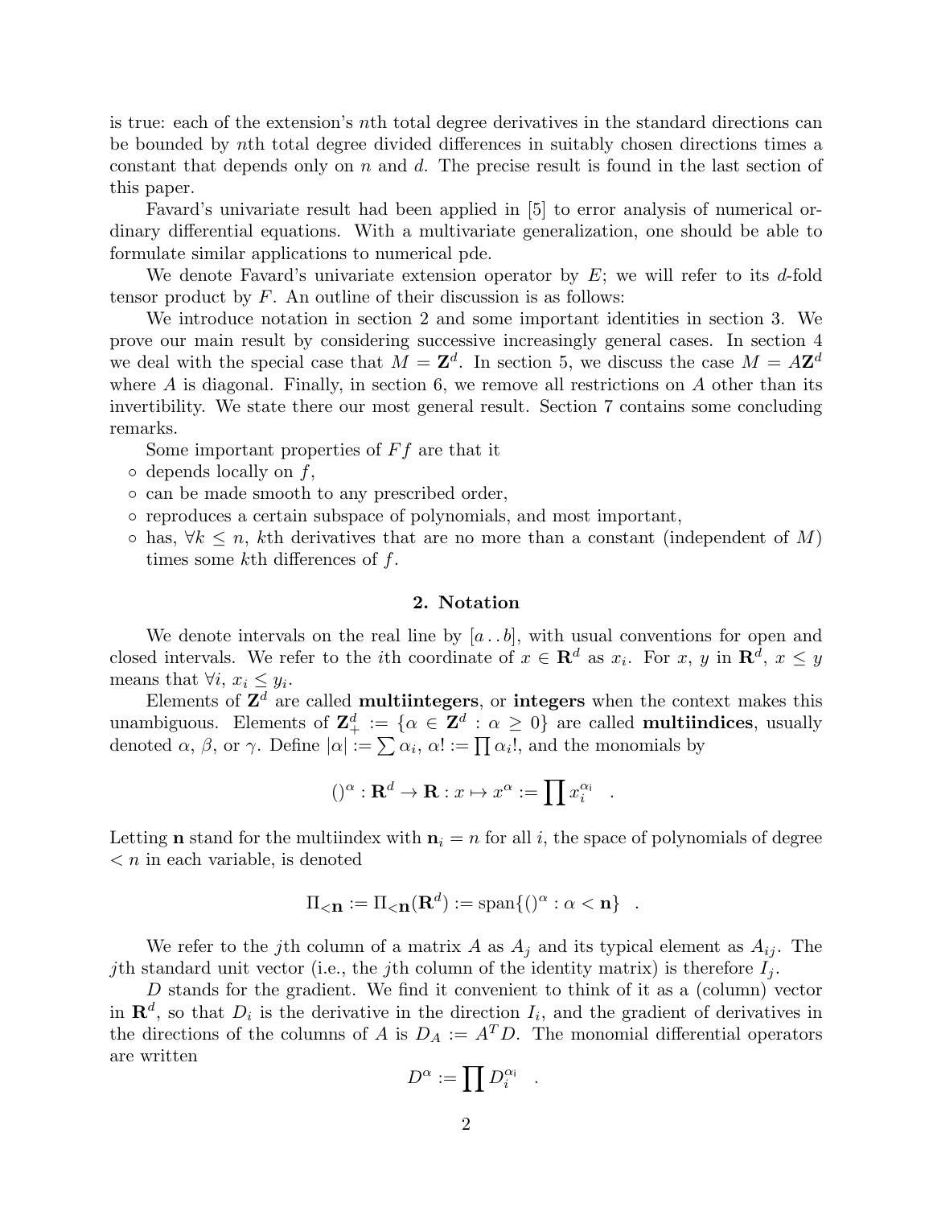is true: each of the extension's $n$th total degree derivatives in the standard directions can be bounded by $n$th total degree divided differences in suitably chosen directions times a constant that depends only on $n$ and $d$. The precise result is found in the last section of this paper.

Favard's univariate result had been applied in [5] to error analysis of numerical ordinary differential equations. With a multivariate generalization, one should be able to formulate similar applications to numerical pde.

We denote Favard's univariate extension operator by $E$; we will refer to its $d$-fold tensor product by $F$. An outline of their discussion is as follows:

We introduce notation in section 2 and some important identities in section 3. We prove our main result by considering successive increasingly general cases. In section 4 we deal with the special case that $M = \mathbf{Z}^d$. In section 5, we discuss the case $M = A\mathbf{Z}^d$ where $A$ is diagonal. Finally, in section 6, we remove all restrictions on $A$ other than its invertibility. We state there our most general result. Section 7 contains some concluding remarks.

Some important properties of $Ff$ are that it

- depends locally on $f$,
- can be made smooth to any prescribed order,
- reproduces a certain subspace of polynomials, and most important,
- has, $\forall k \leq n$, $k$th derivatives that are no more than a constant (independent of $M$) times some $k$th differences of $f$.

## 2. Notation

We denote intervals on the real line by $[a\,..\,b]$, with usual conventions for open and closed intervals. We refer to the $i$th coordinate of $x \in \mathbf{R}^d$ as $x_i$. For $x$, $y$ in $\mathbf{R}^d$, $x \leq y$ means that $\forall i$, $x_i \leq y_i$.

Elements of $\mathbf{Z}^d$ are called **multiintegers**, or **integers** when the context makes this unambiguous. Elements of $\mathbf{Z}^d_+ := \{\alpha \in \mathbf{Z}^d : \alpha \geq 0\}$ are called **multiindices**, usually denoted $\alpha$, $\beta$, or $\gamma$. Define $|\alpha| := \sum \alpha_i$, $\alpha! := \prod \alpha_i!$, and the monomials by

$$()^\alpha : \mathbf{R}^d \to \mathbf{R} : x \mapsto x^\alpha := \prod x_i^{\alpha_i} \quad .$$

Letting $\mathbf{n}$ stand for the multiindex with $\mathbf{n}_i = n$ for all $i$, the space of polynomials of degree $< n$ in each variable, is denoted

$$\Pi_{<\mathbf{n}} := \Pi_{<\mathbf{n}}(\mathbf{R}^d) := \operatorname{span}\{()^\alpha : \alpha < \mathbf{n}\} \quad .$$

We refer to the $j$th column of a matrix $A$ as $A_j$ and its typical element as $A_{ij}$. The $j$th standard unit vector (i.e., the $j$th column of the identity matrix) is therefore $I_j$.

$D$ stands for the gradient. We find it convenient to think of it as a (column) vector in $\mathbf{R}^d$, so that $D_i$ is the derivative in the direction $I_i$, and the gradient of derivatives in the directions of the columns of $A$ is $D_A := A^T D$. The monomial differential operators are written

$$D^\alpha := \prod D_i^{\alpha_i} \quad .$$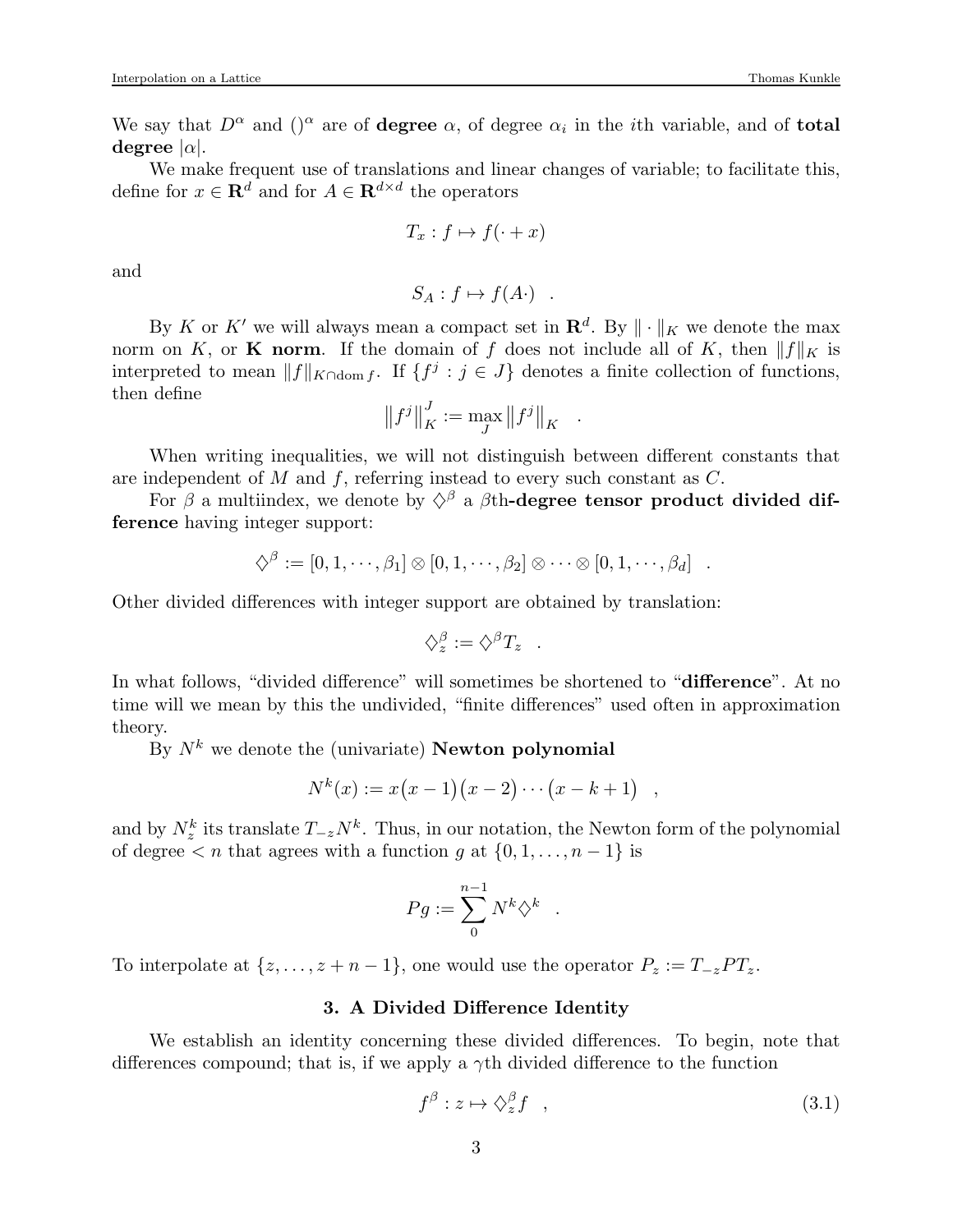We say that $D^\alpha$ and $()^\alpha$ are of **degree** $\alpha$, of degree $\alpha_i$ in the $i$th variable, and of **total degree** $|\alpha|$.

We make frequent use of translations and linear changes of variable; to facilitate this, define for $x \in \mathbf{R}^d$ and for $A \in \mathbf{R}^{d\times d}$ the operators

$$T_x : f \mapsto f(\cdot + x)$$

and

$$S_A : f \mapsto f(A\cdot) \quad .$$

By $K$ or $K'$ we will always mean a compact set in $\mathbf{R}^d$. By $\|\cdot\|_K$ we denote the max norm on $K$, or **K norm**. If the domain of $f$ does not include all of $K$, then $\|f\|_K$ is interpreted to mean $\|f\|_{K\cap \operatorname{dom} f}$. If $\{f^j : j \in J\}$ denotes a finite collection of functions, then define

$$\left\|f^j\right\|_K^J := \max_J \left\|f^j\right\|_K \quad .$$

When writing inequalities, we will not distinguish between different constants that are independent of $M$ and $f$, referring instead to every such constant as $C$.

For $\beta$ a multiindex, we denote by $\diamondsuit^\beta$ a $\beta$th-**degree tensor product divided difference** having integer support:

$$\diamondsuit^\beta := [0, 1, \cdots, \beta_1] \otimes [0, 1, \cdots, \beta_2] \otimes \cdots \otimes [0, 1, \cdots, \beta_d] \quad .$$

Other divided differences with integer support are obtained by translation:

$$\diamondsuit_z^\beta := \diamondsuit^\beta T_z \quad .$$

In what follows, "divided difference" will sometimes be shortened to "**difference**". At no time will we mean by this the undivided, "finite differences" used often in approximation theory.

By $N^k$ we denote the (univariate) **Newton polynomial**

$$N^k(x) := x\big(x-1\big)\big(x-2\big)\cdots\big(x-k+1\big) \quad ,$$

and by $N_z^k$ its translate $T_{-z}N^k$. Thus, in our notation, the Newton form of the polynomial of degree $< n$ that agrees with a function $g$ at $\{0, 1, \ldots, n-1\}$ is

$$Pg := \sum_0^{n-1} N^k \diamondsuit^k \quad .$$

To interpolate at $\{z, \ldots, z+n-1\}$, one would use the operator $P_z := T_{-z}PT_z$.

## 3. A Divided Difference Identity

We establish an identity concerning these divided differences. To begin, note that differences compound; that is, if we apply a $\gamma$th divided difference to the function

$$f^\beta : z \mapsto \diamondsuit_z^\beta f \quad , \tag{3.1}$$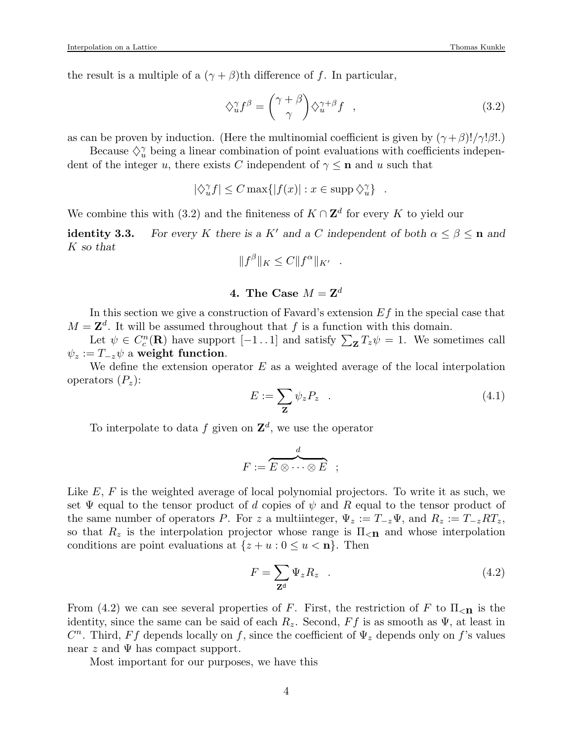the result is a multiple of a $(\gamma+\beta)$th difference of $f$. In particular,

$$\diamondsuit_u^\gamma f^\beta = \binom{\gamma+\beta}{\gamma} \diamondsuit_u^{\gamma+\beta} f \quad , \tag{3.2}$$

as can be proven by induction. (Here the multinomial coefficient is given by $(\gamma+\beta)!/\gamma!\beta!$.)

Because $\diamondsuit_u^\gamma$ being a linear combination of point evaluations with coefficients independent of the integer $u$, there exists $C$ independent of $\gamma \leq \mathbf{n}$ and $u$ such that

$$|\diamondsuit_u^\gamma f| \leq C \max\{|f(x)| : x \in \operatorname{supp} \diamondsuit_u^\gamma\} \quad .$$

We combine this with (3.2) and the finiteness of $K \cap \mathbf{Z}^d$ for every $K$ to yield our

**identity 3.3.** *For every $K$ there is a $K'$ and a $C$ independent of both $\alpha \leq \beta \leq \mathbf{n}$ and $K$ so that*

$$\|f^\beta\|_K \leq C \|f^\alpha\|_{K'} \quad .$$

## 4. The Case $M = \mathbf{Z}^d$

In this section we give a construction of Favard's extension $Ef$ in the special case that $M = \mathbf{Z}^d$. It will be assumed throughout that $f$ is a function with this domain.

Let $\psi \in C_c^n(\mathbf{R})$ have support $[-1\,..\,1]$ and satisfy $\sum_{\mathbf{Z}} T_z \psi = 1$. We sometimes call $\psi_z := T_{-z}\psi$ a **weight function**.

We define the extension operator $E$ as a weighted average of the local interpolation operators $(P_z)$:

$$E := \sum_{\mathbf{Z}} \psi_z P_z \quad . \tag{4.1}$$

To interpolate to data $f$ given on $\mathbf{Z}^d$, we use the operator

$$F := \overbrace{E \otimes \cdots \otimes E}^{d} \quad ;$$

Like $E$, $F$ is the weighted average of local polynomial projectors. To write it as such, we set $\Psi$ equal to the tensor product of $d$ copies of $\psi$ and $R$ equal to the tensor product of the same number of operators $P$. For $z$ a multiinteger, $\Psi_z := T_{-z}\Psi$, and $R_z := T_{-z} R T_z$, so that $R_z$ is the interpolation projector whose range is $\Pi_{<\mathbf{n}}$ and whose interpolation conditions are point evaluations at $\{z + u : 0 \leq u < \mathbf{n}\}$. Then

$$F = \sum_{\mathbf{Z}^d} \Psi_z R_z \quad . \tag{4.2}$$

From (4.2) we can see several properties of $F$. First, the restriction of $F$ to $\Pi_{<\mathbf{n}}$ is the identity, since the same can be said of each $R_z$. Second, $Ff$ is as smooth as $\Psi$, at least in $C^n$. Third, $Ff$ depends locally on $f$, since the coefficient of $\Psi_z$ depends only on $f$'s values near $z$ and $\Psi$ has compact support.

Most important for our purposes, we have this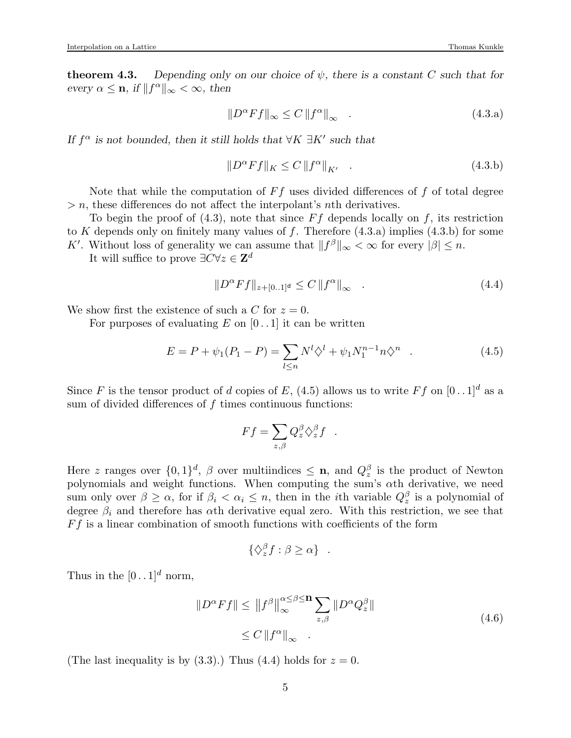**theorem 4.3.** *Depending only on our choice of $\psi$, there is a constant $C$ such that for every $\alpha \leq \mathbf{n}$, if $\|f^\alpha\|_\infty < \infty$, then*

$$\|D^\alpha F f\|_\infty \leq C \|f^\alpha\|_\infty \quad . \tag{4.3.a}$$

*If $f^\alpha$ is not bounded, then it still holds that $\forall K \; \exists K'$ such that*

$$\|D^\alpha F f\|_K \leq C \|f^\alpha\|_{K'} \quad . \tag{4.3.b}$$

Note that while the computation of $Ff$ uses divided differences of $f$ of total degree $> n$, these differences do not affect the interpolant's $n$th derivatives.

To begin the proof of (4.3), note that since $Ff$ depends locally on $f$, its restriction to $K$ depends only on finitely many values of $f$. Therefore (4.3.a) implies (4.3.b) for some $K'$. Without loss of generality we can assume that $\|f^\beta\|_\infty < \infty$ for every $|\beta| \leq n$.

It will suffice to prove $\exists C \forall z \in \mathbf{Z}^d$

$$\|D^\alpha F f\|_{z+[0..1]^\mathrm{d}} \leq C \|f^\alpha\|_\infty \quad . \tag{4.4}$$

We show first the existence of such a $C$ for $z = 0$.

For purposes of evaluating $E$ on $[0\,..\,1]$ it can be written

$$E = P + \psi_1(P_1 - P) = \sum_{l \leq n} N^l \diamondsuit^l + \psi_1 N_1^{n-1} n \diamondsuit^n \quad . \tag{4.5}$$

Since $F$ is the tensor product of $d$ copies of $E$, (4.5) allows us to write $Ff$ on $[0\,..\,1]^d$ as a sum of divided differences of $f$ times continuous functions:

$$Ff = \sum_{z,\beta} Q_z^\beta \diamondsuit_z^\beta f \quad .$$

Here $z$ ranges over $\{0,1\}^d$, $\beta$ over multiindices $\leq \mathbf{n}$, and $Q_z^\beta$ is the product of Newton polynomials and weight functions. When computing the sum's $\alpha$th derivative, we need sum only over $\beta \geq \alpha$, for if $\beta_i < \alpha_i \leq n$, then in the $i$th variable $Q_z^\beta$ is a polynomial of degree $\beta_i$ and therefore has $\alpha$th derivative equal zero. With this restriction, we see that $Ff$ is a linear combination of smooth functions with coefficients of the form

$$\{\diamondsuit_z^\beta f : \beta \geq \alpha\} \quad .$$

Thus in the $[0\,..\,1]^d$ norm,

$$\begin{aligned} \|D^\alpha F f\| \leq & \; \left\|f^\beta\right\|_\infty^{\alpha \leq \beta \leq \mathbf{n}} \sum_{z,\beta} \|D^\alpha Q_z^\beta\| \\ & \leq C \|f^\alpha\|_\infty \quad . \end{aligned} \tag{4.6}$$

(The last inequality is by (3.3).) Thus (4.4) holds for $z = 0$.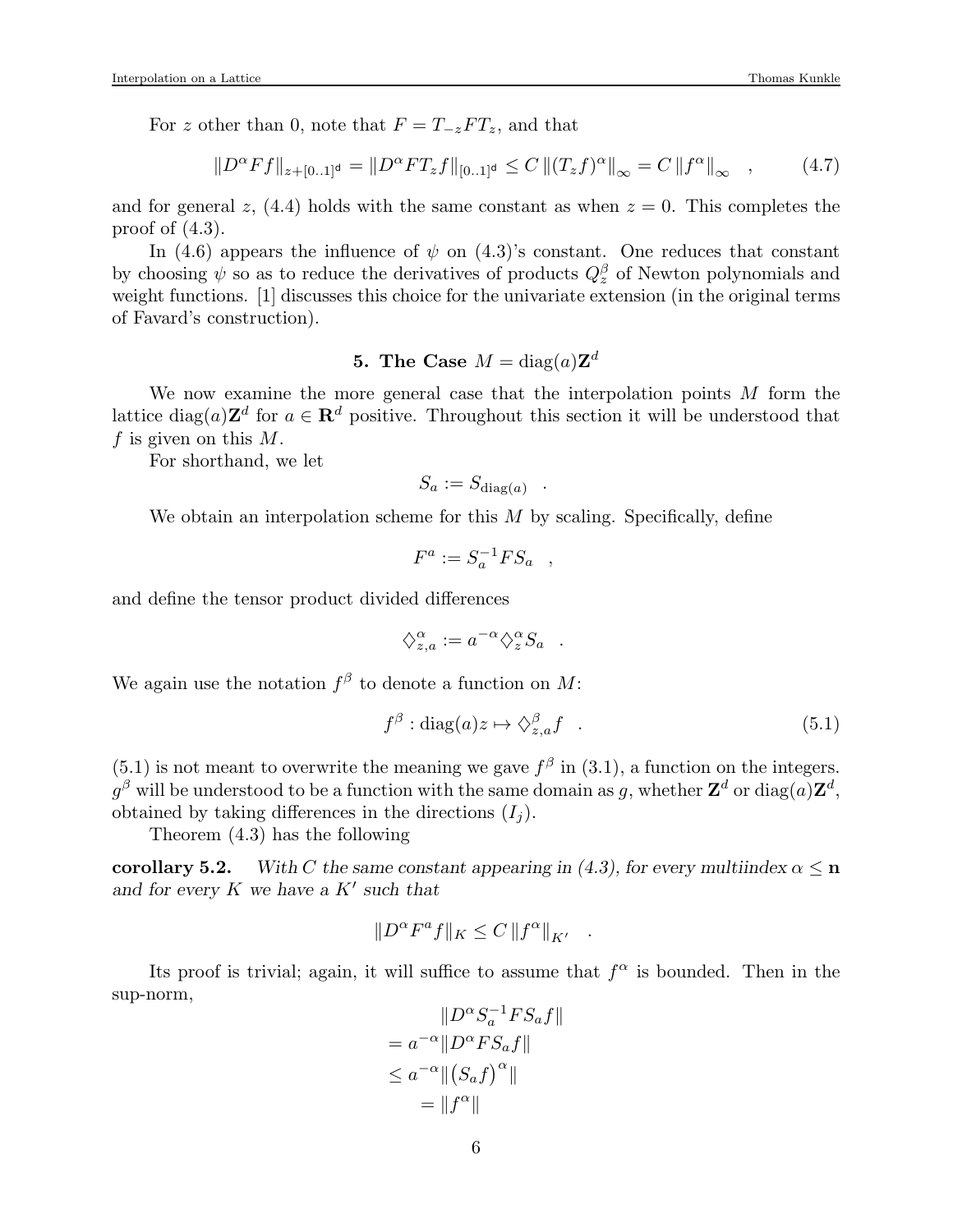For $z$ other than 0, note that $F = T_{-z} F T_z$, and that

$$\|D^\alpha F f\|_{z+[0..1]^{\mathsf{d}}} = \|D^\alpha F T_z f\|_{[0..1]^{\mathsf{d}}} \leq C \,\|(T_z f)^\alpha\|_\infty = C \,\|f^\alpha\|_\infty \quad , \tag{4.7}$$

and for general $z$, (4.4) holds with the same constant as when $z = 0$. This completes the proof of (4.3).

In (4.6) appears the influence of $\psi$ on (4.3)'s constant. One reduces that constant by choosing $\psi$ so as to reduce the derivatives of products $Q_z^\beta$ of Newton polynomials and weight functions. [1] discusses this choice for the univariate extension (in the original terms of Favard's construction).

## 5. The Case $M = \mathrm{diag}(a)\mathbf{Z}^d$

We now examine the more general case that the interpolation points $M$ form the lattice $\mathrm{diag}(a)\mathbf{Z}^d$ for $a \in \mathbf{R}^d$ positive. Throughout this section it will be understood that $f$ is given on this $M$.

For shorthand, we let

$$S_a := S_{\mathrm{diag}(a)} \quad .$$

We obtain an interpolation scheme for this $M$ by scaling. Specifically, define

$$F^a := S_a^{-1} F S_a \quad ,$$

and define the tensor product divided differences

$$\diamondsuit_{z,a}^\alpha := a^{-\alpha} \diamondsuit_z^\alpha S_a \quad .$$

We again use the notation $f^\beta$ to denote a function on $M$:

$$f^\beta : \mathrm{diag}(a) z \mapsto \diamondsuit_{z,a}^\beta f \quad . \tag{5.1}$$

(5.1) is not meant to overwrite the meaning we gave $f^\beta$ in (3.1), a function on the integers. $g^\beta$ will be understood to be a function with the same domain as $g$, whether $\mathbf{Z}^d$ or $\mathrm{diag}(a)\mathbf{Z}^d$, obtained by taking differences in the directions $(I_j)$.

Theorem (4.3) has the following

**corollary 5.2.** *With $C$ the same constant appearing in (4.3), for every multiindex $\alpha \leq \mathbf{n}$ and for every $K$ we have a $K'$ such that*

$$\|D^\alpha F^a f\|_K \leq C \,\|f^\alpha\|_{K'} \quad .$$

Its proof is trivial; again, it will suffice to assume that $f^\alpha$ is bounded. Then in the sup-norm,

$$\begin{aligned}
&\|D^\alpha S_a^{-1} F S_a f\| \\
&= a^{-\alpha} \|D^\alpha F S_a f\| \\
&\leq a^{-\alpha} \|\big(S_a f\big)^\alpha\| \\
&= \|f^\alpha\|
\end{aligned}$$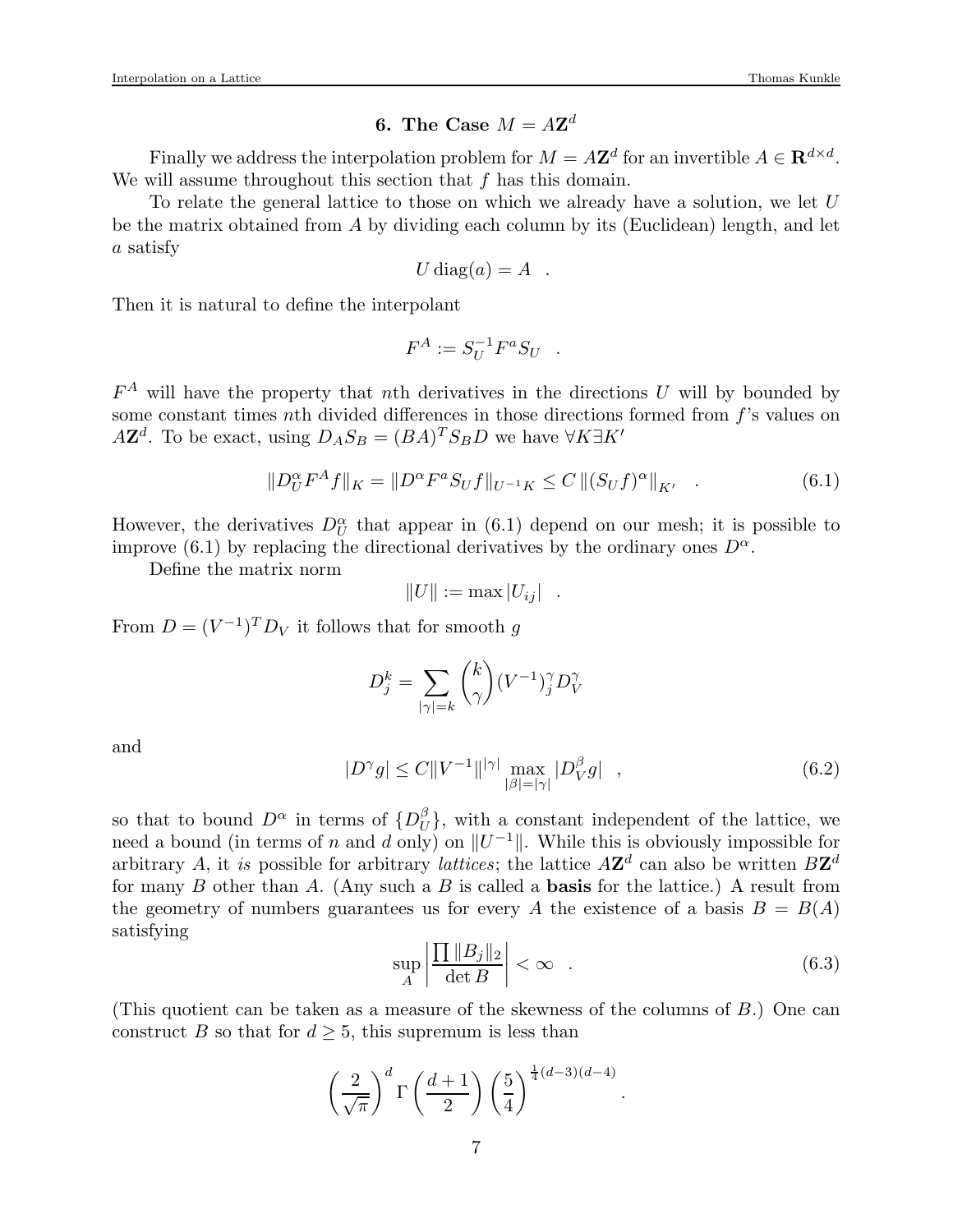## 6. The Case $M = A\mathbf{Z}^d$

Finally we address the interpolation problem for $M = A\mathbf{Z}^d$ for an invertible $A \in \mathbf{R}^{d\times d}$. We will assume throughout this section that $f$ has this domain.

To relate the general lattice to those on which we already have a solution, we let $U$ be the matrix obtained from $A$ by dividing each column by its (Euclidean) length, and let $a$ satisfy

$$U \operatorname{diag}(a) = A \quad .$$

Then it is natural to define the interpolant

$$F^A := S_U^{-1} F^a S_U \quad .$$

$F^A$ will have the property that $n$th derivatives in the directions $U$ will by bounded by some constant times $n$th divided differences in those directions formed from $f$'s values on $A\mathbf{Z}^d$. To be exact, using $D_A S_B = (BA)^T S_B D$ we have $\forall K \exists K'$

$$\|D_U^\alpha F^A f\|_K = \|D^\alpha F^a S_U f\|_{U^{-1}K} \le C\,\|(S_U f)^\alpha\|_{K'} \quad . \tag{6.1}$$

However, the derivatives $D_U^\alpha$ that appear in (6.1) depend on our mesh; it is possible to improve (6.1) by replacing the directional derivatives by the ordinary ones $D^\alpha$.

Define the matrix norm

$$\|U\| := \max |U_{ij}| \quad .$$

From $D = (V^{-1})^T D_V$ it follows that for smooth $g$

$$D_j^k = \sum_{|\gamma|=k} \binom{k}{\gamma} (V^{-1})_j^\gamma D_V^\gamma$$

and

$$|D^\gamma g| \le C \|V^{-1}\|^{|\gamma|} \max_{|\beta|=|\gamma|} |D_V^\beta g| \quad , \tag{6.2}$$

so that to bound $D^\alpha$ in terms of $\{D_U^\beta\}$, with a constant independent of the lattice, we need a bound (in terms of $n$ and $d$ only) on $\|U^{-1}\|$. While this is obviously impossible for arbitrary $A$, it *is* possible for arbitrary *lattices*; the lattice $A\mathbf{Z}^d$ can also be written $B\mathbf{Z}^d$ for many $B$ other than $A$. (Any such a $B$ is called a **basis** for the lattice.) A result from the geometry of numbers guarantees us for every $A$ the existence of a basis $B = B(A)$ satisfying

$$\sup_A \left| \frac{\prod \|B_j\|_2}{\det B} \right| < \infty \quad . \tag{6.3}$$

(This quotient can be taken as a measure of the skewness of the columns of $B$.) One can construct $B$ so that for $d \ge 5$, this supremum is less than

$$\left(\frac{2}{\sqrt{\pi}}\right)^d \Gamma\left(\frac{d+1}{2}\right) \left(\frac{5}{4}\right)^{\frac{1}{4}(d-3)(d-4)} \quad .$$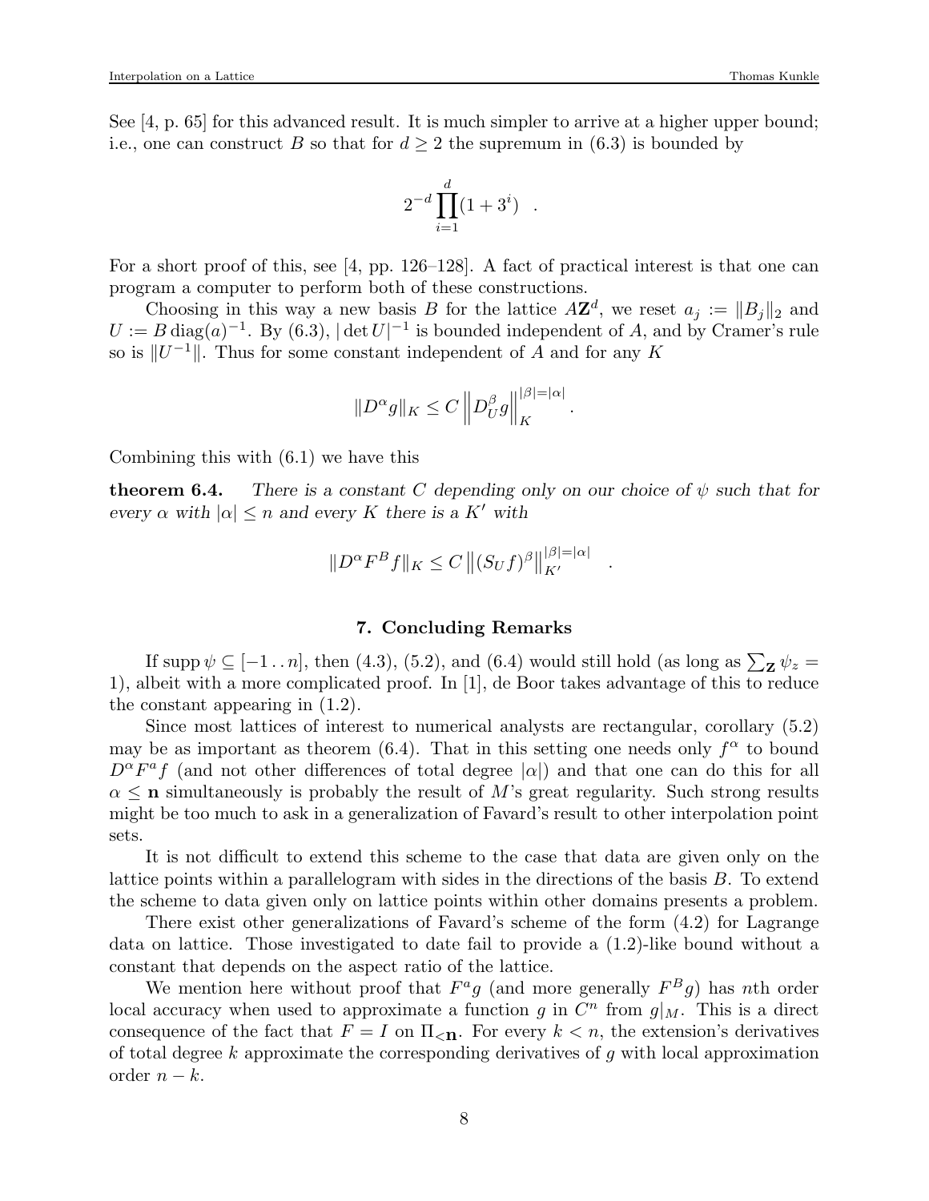See [4, p. 65] for this advanced result. It is much simpler to arrive at a higher upper bound; i.e., one can construct $B$ so that for $d \geq 2$ the supremum in (6.3) is bounded by

$$2^{-d} \prod_{i=1}^{d} (1 + 3^i) \quad .$$

For a short proof of this, see [4, pp. 126–128]. A fact of practical interest is that one can program a computer to perform both of these constructions.

Choosing in this way a new basis $B$ for the lattice $A\mathbf{Z}^d$, we reset $a_j := \|B_j\|_2$ and $U := B \,\mathrm{diag}(a)^{-1}$. By (6.3), $|\det U|^{-1}$ is bounded independent of $A$, and by Cramer's rule so is $\|U^{-1}\|$. Thus for some constant independent of $A$ and for any $K$

$$\|D^\alpha g\|_K \leq C \left\| D_U^\beta g \right\|_K^{|\beta|=|\alpha|} .$$

Combining this with (6.1) we have this

**theorem 6.4.** *There is a constant $C$ depending only on our choice of $\psi$ such that for every $\alpha$ with $|\alpha| \leq n$ and every $K$ there is a $K'$ with*

$$\|D^\alpha F^B f\|_K \leq C \left\| (S_U f)^\beta \right\|_{K'}^{|\beta|=|\alpha|} \quad .$$

## 7. Concluding Remarks

If $\mathrm{supp}\,\psi \subseteq [-1 \,..\, n]$, then (4.3), (5.2), and (6.4) would still hold (as long as $\sum_{\mathbf{Z}} \psi_z = 1$), albeit with a more complicated proof. In [1], de Boor takes advantage of this to reduce the constant appearing in (1.2).

Since most lattices of interest to numerical analysts are rectangular, corollary (5.2) may be as important as theorem (6.4). That in this setting one needs only $f^\alpha$ to bound $D^\alpha F^a f$ (and not other differences of total degree $|\alpha|$) and that one can do this for all $\alpha \leq \mathbf{n}$ simultaneously is probably the result of $M$'s great regularity. Such strong results might be too much to ask in a generalization of Favard's result to other interpolation point sets.

It is not difficult to extend this scheme to the case that data are given only on the lattice points within a parallelogram with sides in the directions of the basis $B$. To extend the scheme to data given only on lattice points within other domains presents a problem.

There exist other generalizations of Favard's scheme of the form (4.2) for Lagrange data on lattice. Those investigated to date fail to provide a (1.2)-like bound without a constant that depends on the aspect ratio of the lattice.

We mention here without proof that $F^a g$ (and more generally $F^B g$) has $n$th order local accuracy when used to approximate a function $g$ in $C^n$ from $g|_M$. This is a direct consequence of the fact that $F = I$ on $\Pi_{<\mathbf{n}}$. For every $k < n$, the extension's derivatives of total degree $k$ approximate the corresponding derivatives of $g$ with local approximation order $n - k$.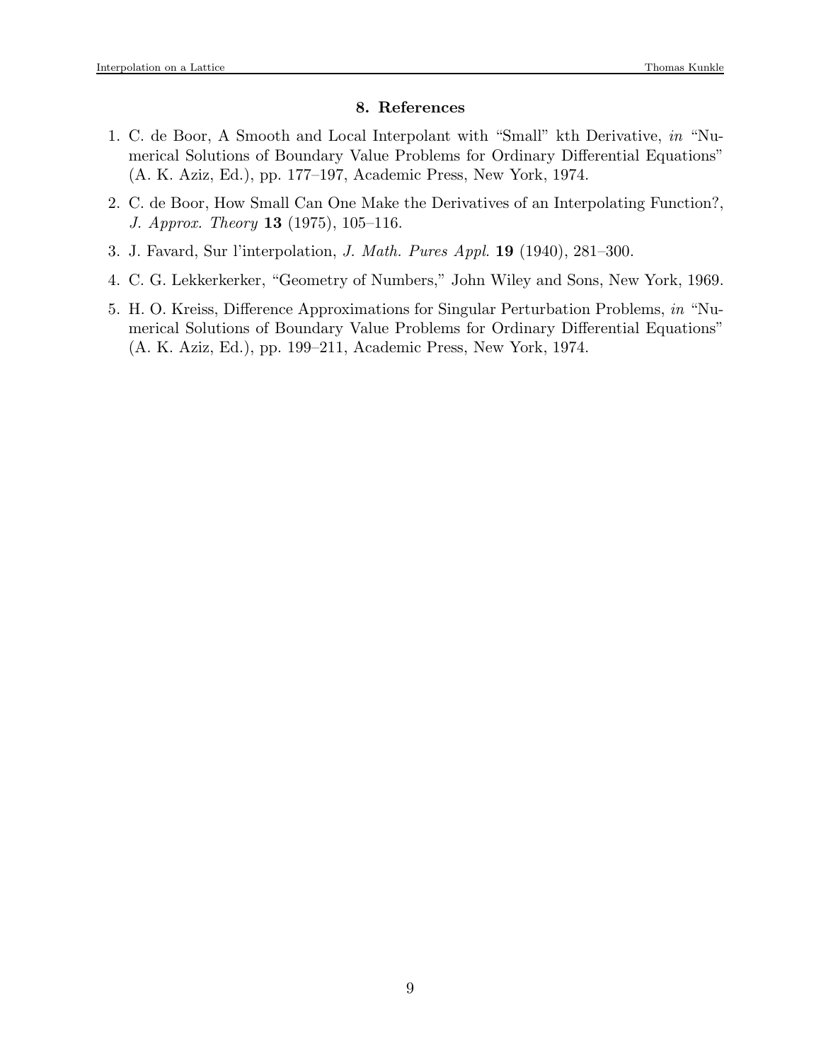## 8. References

1. C. de Boor, A Smooth and Local Interpolant with "Small" kth Derivative, *in* "Numerical Solutions of Boundary Value Problems for Ordinary Differential Equations" (A. K. Aziz, Ed.), pp. 177–197, Academic Press, New York, 1974.

2. C. de Boor, How Small Can One Make the Derivatives of an Interpolating Function?, *J. Approx. Theory* **13** (1975), 105–116.

3. J. Favard, Sur l'interpolation, *J. Math. Pures Appl.* **19** (1940), 281–300.

4. C. G. Lekkerkerker, "Geometry of Numbers," John Wiley and Sons, New York, 1969.

5. H. O. Kreiss, Difference Approximations for Singular Perturbation Problems, *in* "Numerical Solutions of Boundary Value Problems for Ordinary Differential Equations" (A. K. Aziz, Ed.), pp. 199–211, Academic Press, New York, 1974.